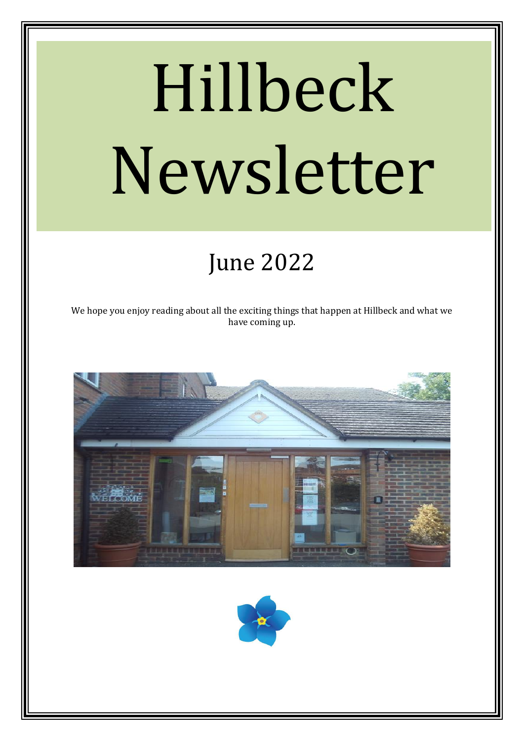# Hillbeck Newsletter

## June 2022

We hope you enjoy reading about all the exciting things that happen at Hillbeck and what we have coming up.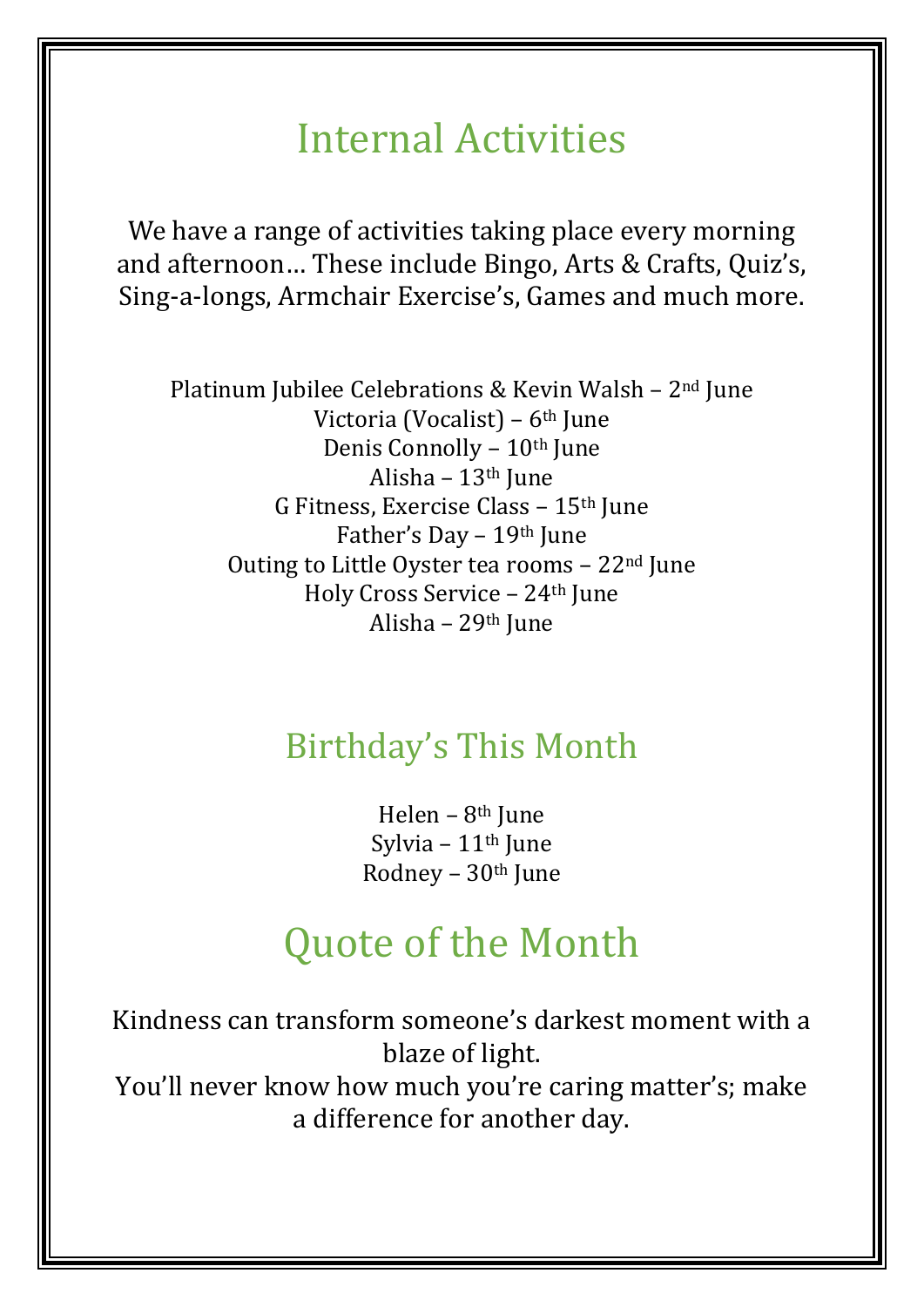## Internal Activities

We have a range of activities taking place every morning and afternoon… These include Bingo, Arts & Crafts, Quiz's, Sing-a-longs, Armchair Exercise's, Games and much more.

Platinum Jubilee Celebrations & Kevin Walsh – 2nd June
Victoria (Vocalist) – 6th June
Denis Connolly – 10th June
Alisha – 13th June
G Fitness, Exercise Class – 15th June
Father's Day – 19th June
Outing to Little Oyster tea rooms – 22nd June
Holy Cross Service – 24th June
Alisha – 29th June

## Birthday's This Month

Helen – 8th June
Sylvia – 11th June
Rodney – 30th June

## Quote of the Month

Kindness can transform someone's darkest moment with a blaze of light.
You'll never know how much you're caring matter's; make a difference for another day.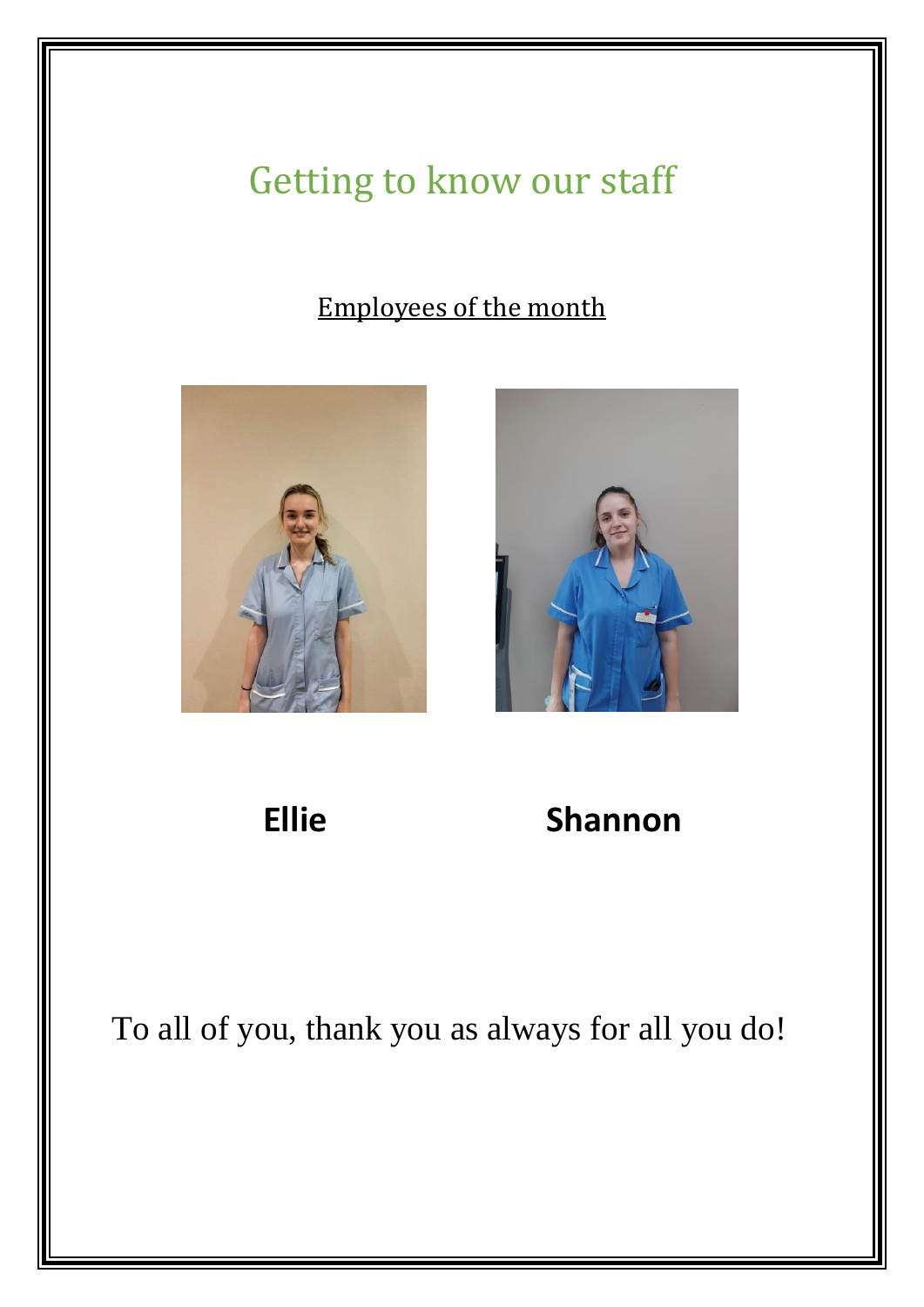# Getting to know our staff

Employees of the month

**Ellie** **Shannon**

To all of you, thank you as always for all you do!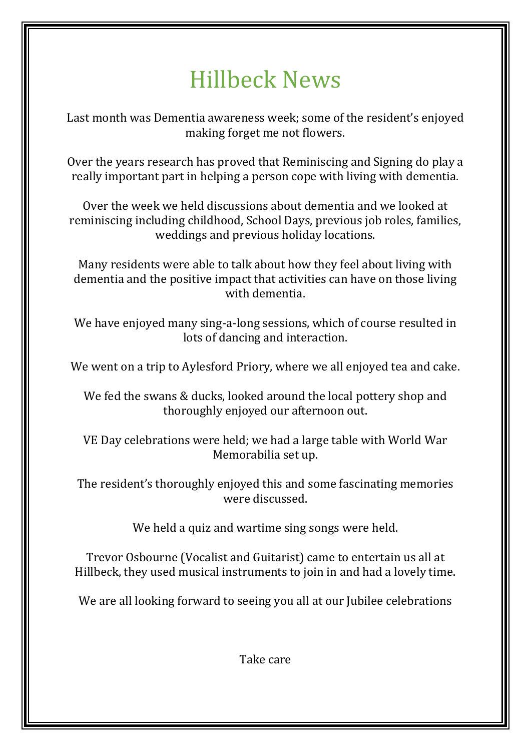# Hillbeck News

Last month was Dementia awareness week; some of the resident's enjoyed making forget me not flowers.

Over the years research has proved that Reminiscing and Signing do play a really important part in helping a person cope with living with dementia.

Over the week we held discussions about dementia and we looked at reminiscing including childhood, School Days, previous job roles, families, weddings and previous holiday locations.

Many residents were able to talk about how they feel about living with dementia and the positive impact that activities can have on those living with dementia.

We have enjoyed many sing-a-long sessions, which of course resulted in lots of dancing and interaction.

We went on a trip to Aylesford Priory, where we all enjoyed tea and cake.

We fed the swans & ducks, looked around the local pottery shop and thoroughly enjoyed our afternoon out.

VE Day celebrations were held; we had a large table with World War Memorabilia set up.

The resident's thoroughly enjoyed this and some fascinating memories were discussed.

We held a quiz and wartime sing songs were held.

Trevor Osbourne (Vocalist and Guitarist) came to entertain us all at Hillbeck, they used musical instruments to join in and had a lovely time.

We are all looking forward to seeing you all at our Jubilee celebrations

Take care